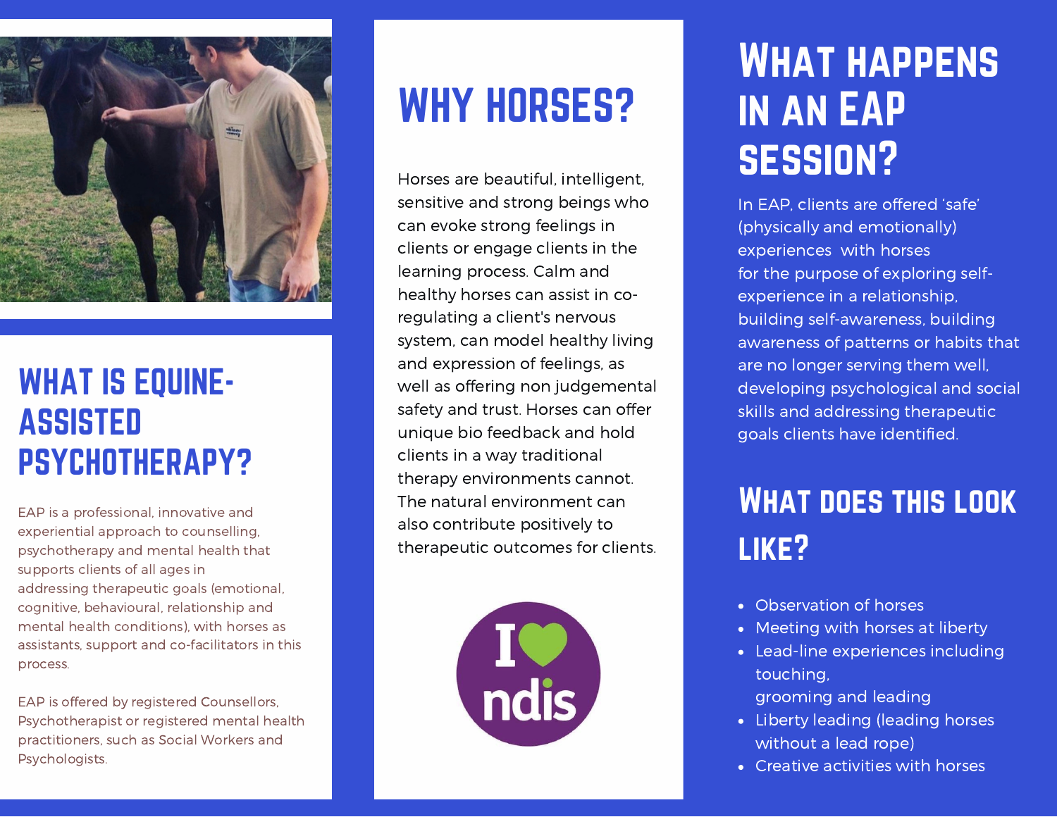## WHAT IS EQUINE-ASSISTED PSYCHOTHERAPY?

EAP is a professional, innovative and experiential approach to counselling, psychotherapy and mental health that supports clients of all ages in addressing therapeutic goals (emotional, cognitive, behavioural, relationship and mental health conditions), with horses as assistants, support and co-facilitators in this process.

EAP is offered by registered Counsellors, Psychotherapist or registered mental health practitioners, such as Social Workers and Psychologists.

## WHY HORSES?

Horses are beautiful, intelligent, sensitive and strong beings who can evoke strong feelings in clients or engage clients in the learning process. Calm and healthy horses can assist in co-regulating a client's nervous system, can model healthy living and expression of feelings, as well as offering non judgemental safety and trust. Horses can offer unique bio feedback and hold clients in a way traditional therapy environments cannot. The natural environment can also contribute positively to therapeutic outcomes for clients.

I ♥ ndis

## WHAT HAPPENS IN AN EAP SESSION?

In EAP, clients are offered 'safe' (physically and emotionally) experiences with horses for the purpose of exploring self-experience in a relationship, building self-awareness, building awareness of patterns or habits that are no longer serving them well, developing psychological and social skills and addressing therapeutic goals clients have identified.

## WHAT DOES THIS LOOK LIKE?

- Observation of horses
- Meeting with horses at liberty
- Lead-line experiences including touching, grooming and leading
- Liberty leading (leading horses without a lead rope)
- Creative activities with horses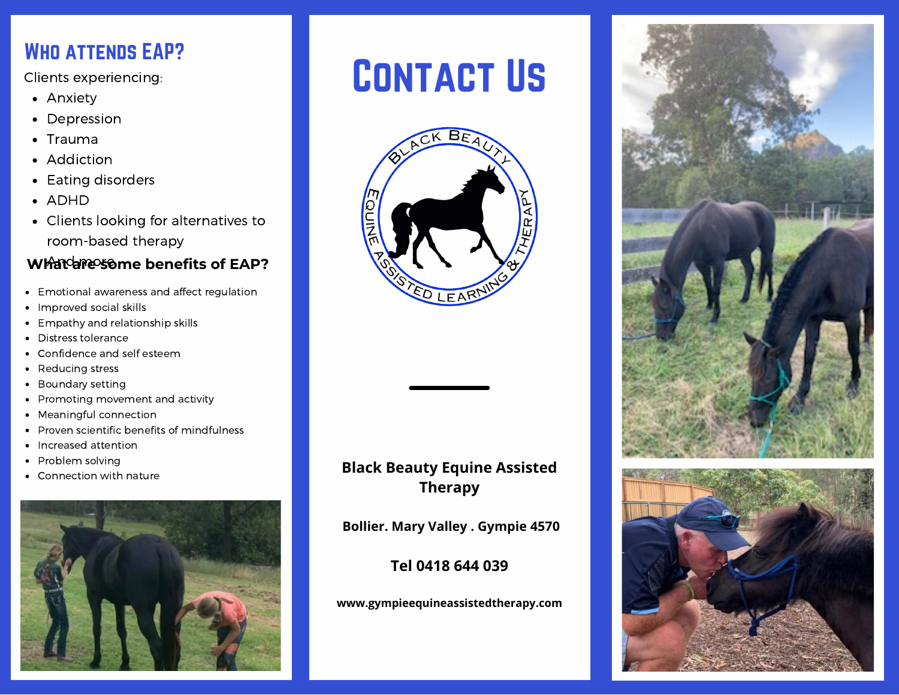## Who attends EAP?

Clients experiencing:

- Anxiety
- Depression
- Trauma
- Addiction
- Eating disorders
- ADHD
- Clients looking for alternatives to room-based therapy
- And more

## What are some benefits of EAP?

- Emotional awareness and affect regulation
- Improved social skills
- Empathy and relationship skills
- Distress tolerance
- Confidence and self esteem
- Reducing stress
- Boundary setting
- Promoting movement and activity
- Meaningful connection
- Proven scientific benefits of mindfulness
- Increased attention
- Problem solving
- Connection with nature

# Contact Us

Black Beauty Equine Assisted Learning & Therapy

**Black Beauty Equine Assisted Therapy**

**Bollier. Mary Valley . Gympie 4570**

**Tel 0418 644 039**

**www.gympieequineassistedtherapy.com**